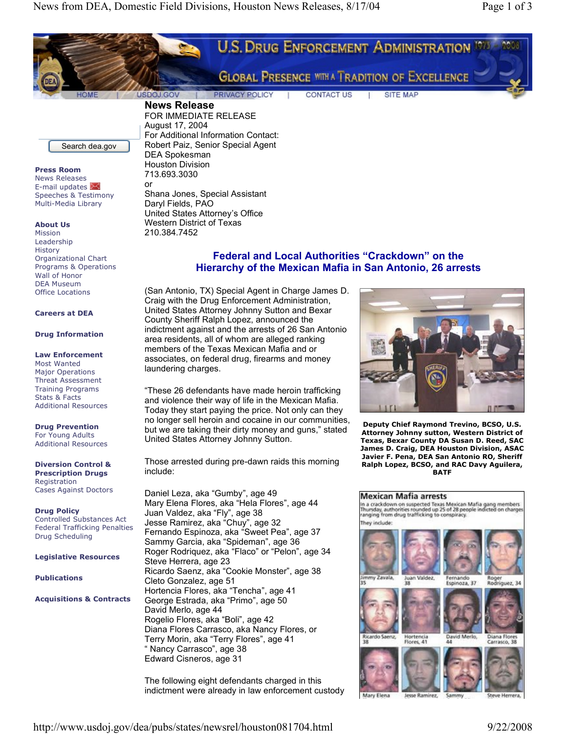## News Release

FOR IMMEDIATE RELEASE
August 17, 2004
For Additional Information Contact:
Robert Paiz, Senior Special Agent
DEA Spokesman
Houston Division
713.693.3030
or
Shana Jones, Special Assistant
Daryl Fields, PAO
United States Attorney's Office
Western District of Texas
210.384.7452

### Federal and Local Authorities "Crackdown" on the Hierarchy of the Mexican Mafia in San Antonio, 26 arrests

(San Antonio, TX) Special Agent in Charge James D. Craig with the Drug Enforcement Administration, United States Attorney Johnny Sutton and Bexar County Sheriff Ralph Lopez, announced the indictment against and the arrests of 26 San Antonio area residents, all of whom are alleged ranking members of the Texas Mexican Mafia and or associates, on federal drug, firearms and money laundering charges.

"These 26 defendants have made heroin trafficking and violence their way of life in the Mexican Mafia. Today they start paying the price. Not only can they no longer sell heroin and cocaine in our communities, but we are taking their dirty money and guns," stated United States Attorney Johnny Sutton.

Deputy Chief Raymond Trevino, BCSO, U.S. Attorney Johnny sutton, Western District of Texas, Bexar County DA Susan D. Reed, SAC James D. Craig, DEA Houston Division, ASAC Javier F. Pena, DEA San Antonio RO, Sheriff Ralph Lopez, BCSO, and RAC Davy Aguilera, BATF

Those arrested during pre-dawn raids this morning include:

Daniel Leza, aka "Gumby", age 49
Mary Elena Flores, aka "Hela Flores", age 44
Juan Valdez, aka "Fly", age 38
Jesse Ramirez, aka "Chuy", age 32
Fernando Espinoza, aka "Sweet Pea", age 37
Sammy Garcia, aka "Spideman", age 36
Roger Rodriquez, aka "Flaco" or "Pelon", age 34
Steve Herrera, age 23
Ricardo Saenz, aka "Cookie Monster", age 38
Cleto Gonzalez, age 51
Hortencia Flores, aka "Tencha", age 41
George Estrada, aka "Primo", age 50
David Merlo, age 44
Rogelio Flores, aka "Boli", age 42
Diana Flores Carrasco, aka Nancy Flores, or
Terry Morin, aka "Terry Flores", age 41
" Nancy Carrasco", age 38
Edward Cisneros, age 31

**Mexican Mafia arrests**

In a crackdown on suspected Texas Mexican Mafia gang members Thursday, authorities rounded up 25 of 28 people indicted on charges ranging from drug trafficking to conspiracy.

They include:

Jimmy Zavala, 35; Juan Valdez, 38; Fernando Espinoza, 37; Roger Rodriguez, 34; Ricardo Saenz, 38; Hortencia Flores, 41; David Merlo, 44; Diana Flores Carrasco, 38; Mary Elena; Jesse Ramirez; Sammy; Steve Herrera

The following eight defendants charged in this indictment were already in law enforcement custody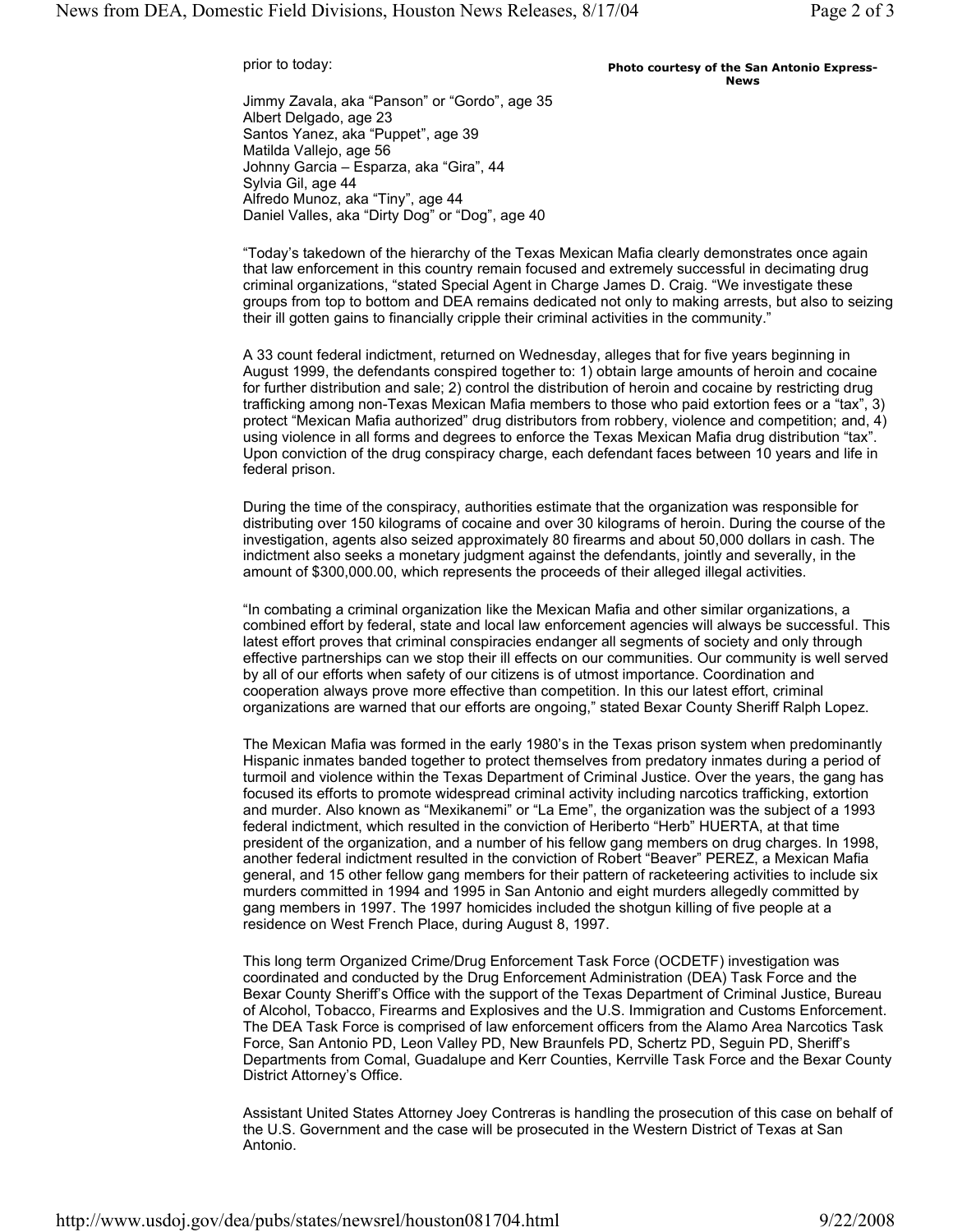prior to today:

**Photo courtesy of the San Antonio Express-News**

Jimmy Zavala, aka "Panson" or "Gordo", age 35
Albert Delgado, age 23
Santos Yanez, aka "Puppet", age 39
Matilda Vallejo, age 56
Johnny Garcia – Esparza, aka "Gira", 44
Sylvia Gil, age 44
Alfredo Munoz, aka "Tiny", age 44
Daniel Valles, aka "Dirty Dog" or "Dog", age 40

"Today's takedown of the hierarchy of the Texas Mexican Mafia clearly demonstrates once again that law enforcement in this country remain focused and extremely successful in decimating drug criminal organizations, "stated Special Agent in Charge James D. Craig. "We investigate these groups from top to bottom and DEA remains dedicated not only to making arrests, but also to seizing their ill gotten gains to financially cripple their criminal activities in the community."

A 33 count federal indictment, returned on Wednesday, alleges that for five years beginning in August 1999, the defendants conspired together to: 1) obtain large amounts of heroin and cocaine for further distribution and sale; 2) control the distribution of heroin and cocaine by restricting drug trafficking among non-Texas Mexican Mafia members to those who paid extortion fees or a "tax", 3) protect "Mexican Mafia authorized" drug distributors from robbery, violence and competition; and, 4) using violence in all forms and degrees to enforce the Texas Mexican Mafia drug distribution "tax". Upon conviction of the drug conspiracy charge, each defendant faces between 10 years and life in federal prison.

During the time of the conspiracy, authorities estimate that the organization was responsible for distributing over 150 kilograms of cocaine and over 30 kilograms of heroin. During the course of the investigation, agents also seized approximately 80 firearms and about 50,000 dollars in cash. The indictment also seeks a monetary judgment against the defendants, jointly and severally, in the amount of $300,000.00, which represents the proceeds of their alleged illegal activities.

"In combating a criminal organization like the Mexican Mafia and other similar organizations, a combined effort by federal, state and local law enforcement agencies will always be successful. This latest effort proves that criminal conspiracies endanger all segments of society and only through effective partnerships can we stop their ill effects on our communities. Our community is well served by all of our efforts when safety of our citizens is of utmost importance. Coordination and cooperation always prove more effective than competition. In this our latest effort, criminal organizations are warned that our efforts are ongoing," stated Bexar County Sheriff Ralph Lopez.

The Mexican Mafia was formed in the early 1980's in the Texas prison system when predominantly Hispanic inmates banded together to protect themselves from predatory inmates during a period of turmoil and violence within the Texas Department of Criminal Justice. Over the years, the gang has focused its efforts to promote widespread criminal activity including narcotics trafficking, extortion and murder. Also known as "Mexikanemi" or "La Eme", the organization was the subject of a 1993 federal indictment, which resulted in the conviction of Heriberto "Herb" HUERTA, at that time president of the organization, and a number of his fellow gang members on drug charges. In 1998, another federal indictment resulted in the conviction of Robert "Beaver" PEREZ, a Mexican Mafia general, and 15 other fellow gang members for their pattern of racketeering activities to include six murders committed in 1994 and 1995 in San Antonio and eight murders allegedly committed by gang members in 1997. The 1997 homicides included the shotgun killing of five people at a residence on West French Place, during August 8, 1997.

This long term Organized Crime/Drug Enforcement Task Force (OCDETF) investigation was coordinated and conducted by the Drug Enforcement Administration (DEA) Task Force and the Bexar County Sheriff's Office with the support of the Texas Department of Criminal Justice, Bureau of Alcohol, Tobacco, Firearms and Explosives and the U.S. Immigration and Customs Enforcement. The DEA Task Force is comprised of law enforcement officers from the Alamo Area Narcotics Task Force, San Antonio PD, Leon Valley PD, New Braunfels PD, Schertz PD, Seguin PD, Sheriff's Departments from Comal, Guadalupe and Kerr Counties, Kerrville Task Force and the Bexar County District Attorney's Office.

Assistant United States Attorney Joey Contreras is handling the prosecution of this case on behalf of the U.S. Government and the case will be prosecuted in the Western District of Texas at San Antonio.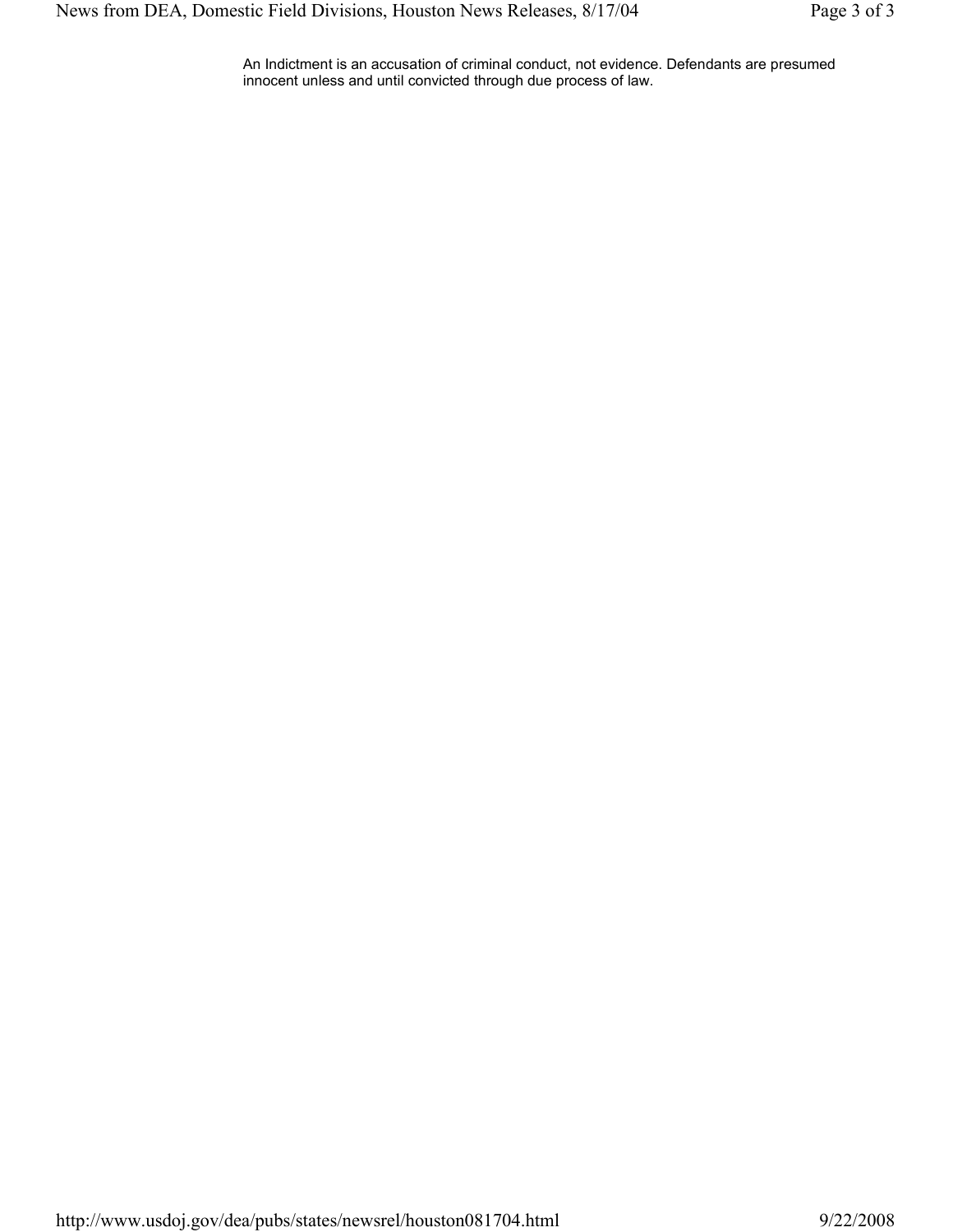An Indictment is an accusation of criminal conduct, not evidence. Defendants are presumed innocent unless and until convicted through due process of law.